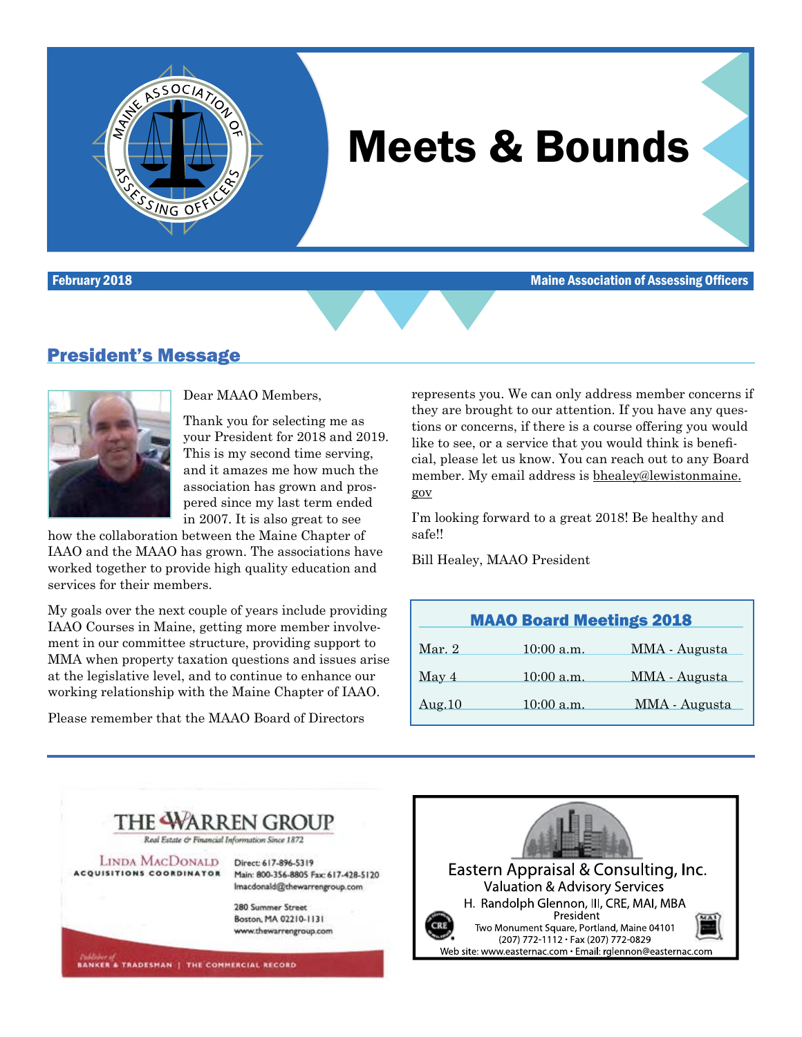# Meets & Bounds

**February 2018** — **Maine Association of Assessing Officers**

## President's Message

Dear MAAO Members,

Thank you for selecting me as your President for 2018 and 2019. This is my second time serving, and it amazes me how much the association has grown and prospered since my last term ended in 2007. It is also great to see how the collaboration between the Maine Chapter of IAAO and the MAAO has grown. The associations have worked together to provide high quality education and services for their members.

My goals over the next couple of years include providing IAAO Courses in Maine, getting more member involvement in our committee structure, providing support to MMA when property taxation questions and issues arise at the legislative level, and to continue to enhance our working relationship with the Maine Chapter of IAAO.

Please remember that the MAAO Board of Directors represents you. We can only address member concerns if they are brought to our attention. If you have any questions or concerns, if there is a course offering you would like to see, or a service that you would think is beneficial, please let us know. You can reach out to any Board member. My email address is bhealey@lewistonmaine.gov

I'm looking forward to a great 2018! Be healthy and safe!!

Bill Healey, MAAO President

### MAAO Board Meetings 2018

| Date | Time | Location |
|---|---|---|
| Mar. 2 | 10:00 a.m. | MMA - Augusta |
| May 4 | 10:00 a.m. | MMA - Augusta |
| Aug.10 | 10:00 a.m. | MMA - Augusta |

---

**THE WARREN GROUP**
*Real Estate & Financial Information Since 1872*

LINDA MACDONALD
ACQUISITIONS COORDINATOR

Direct: 617-896-5319
Main: 800-356-8805 Fax: 617-428-5120
lmacdonald@thewarrengroup.com

280 Summer Street
Boston, MA 02210-1131
www.thewarrengroup.com

*Publisher of* BANKER & TRADESMAN | THE COMMERCIAL RECORD

---

**Eastern Appraisal & Consulting, Inc.**
Valuation & Advisory Services
H. Randolph Glennon, III, CRE, MAI, MBA
President
Two Monument Square, Portland, Maine 04101
(207) 772-1112 • Fax (207) 772-0829
Web site: www.easternac.com • Email: rglennon@easternac.com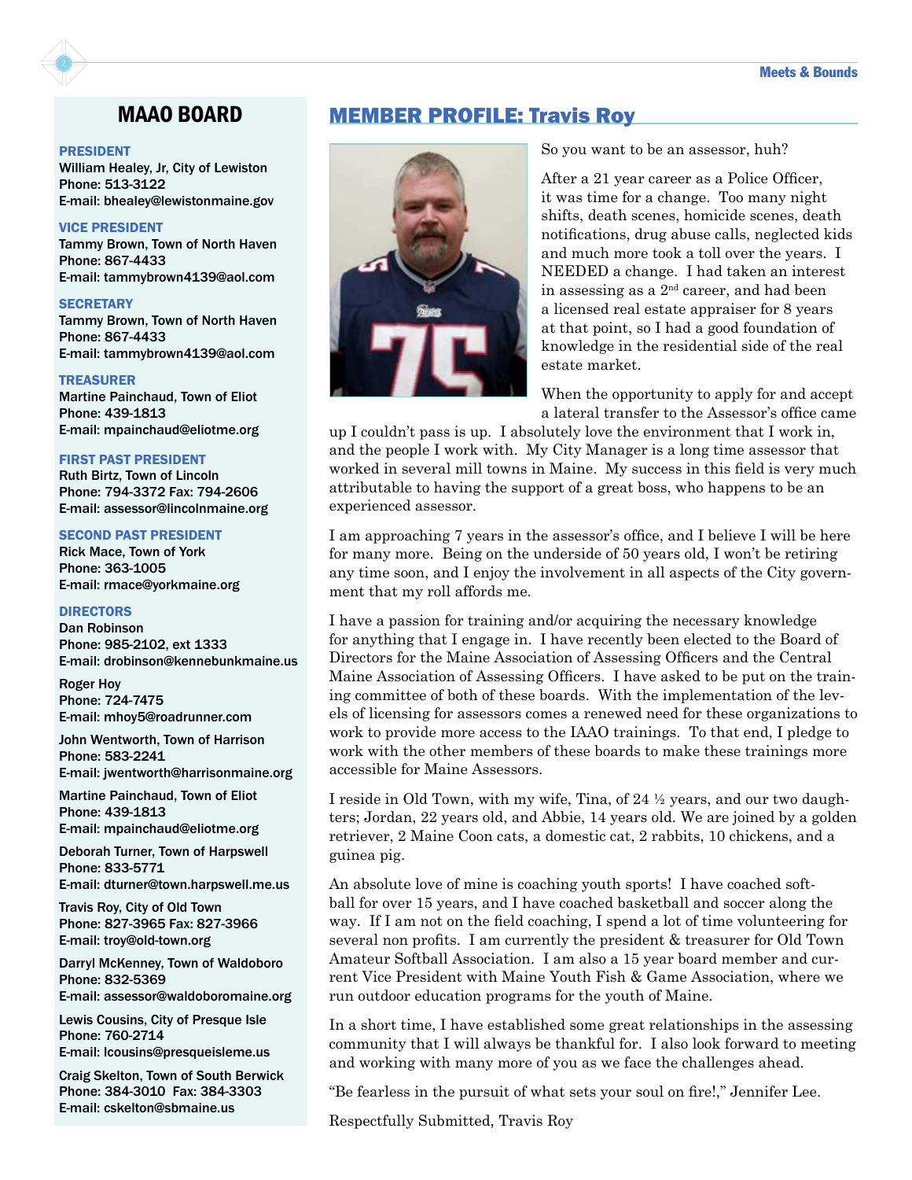## MAAO BOARD

**PRESIDENT**
William Healey, Jr, City of Lewiston
Phone: 513-3122
E-mail: bhealey@lewistonmaine.gov

**VICE PRESIDENT**
Tammy Brown, Town of North Haven
Phone: 867-4433
E-mail: tammybrown4139@aol.com

**SECRETARY**
Tammy Brown, Town of North Haven
Phone: 867-4433
E-mail: tammybrown4139@aol.com

**TREASURER**
Martine Painchaud, Town of Eliot
Phone: 439-1813
E-mail: mpainchaud@eliotme.org

**FIRST PAST PRESIDENT**
Ruth Birtz, Town of Lincoln
Phone: 794-3372 Fax: 794-2606
E-mail: assessor@lincolnmaine.org

**SECOND PAST PRESIDENT**
Rick Mace, Town of York
Phone: 363-1005
E-mail: rmace@yorkmaine.org

**DIRECTORS**

Dan Robinson
Phone: 985-2102, ext 1333
E-mail: drobinson@kennebunkmaine.us

Roger Hoy
Phone: 724-7475
E-mail: mhoy5@roadrunner.com

John Wentworth, Town of Harrison
Phone: 583-2241
E-mail: jwentworth@harrisonmaine.org

Martine Painchaud, Town of Eliot
Phone: 439-1813
E-mail: mpainchaud@eliotme.org

Deborah Turner, Town of Harpswell
Phone: 833-5771
E-mail: dturner@town.harpswell.me.us

Travis Roy, City of Old Town
Phone: 827-3965 Fax: 827-3966
E-mail: troy@old-town.org

Darryl McKenney, Town of Waldoboro
Phone: 832-5369
E-mail: assessor@waldoboromaine.org

Lewis Cousins, City of Presque Isle
Phone: 760-2714
E-mail: lcousins@presqueisleme.us

Craig Skelton, Town of South Berwick
Phone: 384-3010 Fax: 384-3303
E-mail: cskelton@sbmaine.us

## MEMBER PROFILE: Travis Roy

So you want to be an assessor, huh?

After a 21 year career as a Police Officer, it was time for a change. Too many night shifts, death scenes, homicide scenes, death notifications, drug abuse calls, neglected kids and much more took a toll over the years. I NEEDED a change. I had taken an interest in assessing as a 2nd career, and had been a licensed real estate appraiser for 8 years at that point, so I had a good foundation of knowledge in the residential side of the real estate market.

When the opportunity to apply for and accept a lateral transfer to the Assessor's office came up I couldn't pass is up. I absolutely love the environment that I work in, and the people I work with. My City Manager is a long time assessor that worked in several mill towns in Maine. My success in this field is very much attributable to having the support of a great boss, who happens to be an experienced assessor.

I am approaching 7 years in the assessor's office, and I believe I will be here for many more. Being on the underside of 50 years old, I won't be retiring any time soon, and I enjoy the involvement in all aspects of the City government that my roll affords me.

I have a passion for training and/or acquiring the necessary knowledge for anything that I engage in. I have recently been elected to the Board of Directors for the Maine Association of Assessing Officers and the Central Maine Association of Assessing Officers. I have asked to be put on the training committee of both of these boards. With the implementation of the levels of licensing for assessors comes a renewed need for these organizations to work to provide more access to the IAAO trainings. To that end, I pledge to work with the other members of these boards to make these trainings more accessible for Maine Assessors.

I reside in Old Town, with my wife, Tina, of 24 ½ years, and our two daughters; Jordan, 22 years old, and Abbie, 14 years old. We are joined by a golden retriever, 2 Maine Coon cats, a domestic cat, 2 rabbits, 10 chickens, and a guinea pig.

An absolute love of mine is coaching youth sports! I have coached softball for over 15 years, and I have coached basketball and soccer along the way. If I am not on the field coaching, I spend a lot of time volunteering for several non profits. I am currently the president & treasurer for Old Town Amateur Softball Association. I am also a 15 year board member and current Vice President with Maine Youth Fish & Game Association, where we run outdoor education programs for the youth of Maine.

In a short time, I have established some great relationships in the assessing community that I will always be thankful for. I also look forward to meeting and working with many more of you as we face the challenges ahead.

"Be fearless in the pursuit of what sets your soul on fire!," Jennifer Lee.

Respectfully Submitted, Travis Roy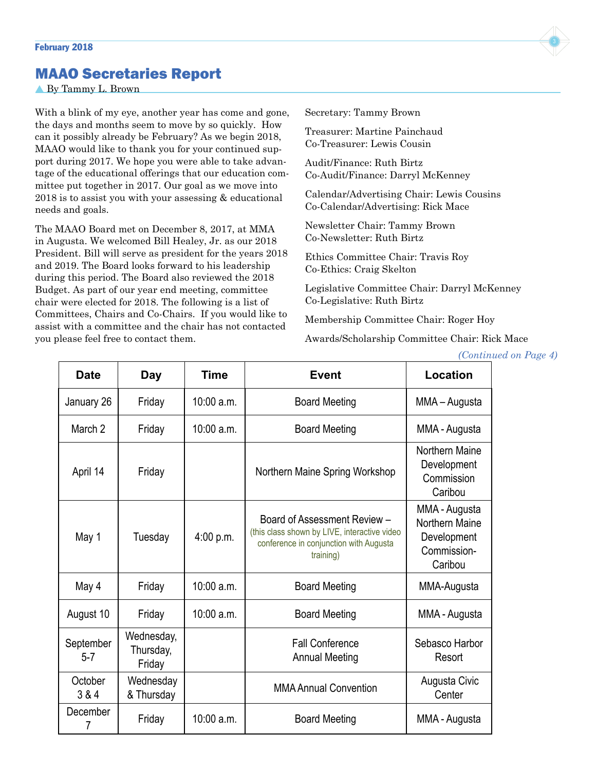## MAAO Secretaries Report

By Tammy L. Brown

With a blink of my eye, another year has come and gone, the days and months seem to move by so quickly. How can it possibly already be February? As we begin 2018, MAAO would like to thank you for your continued support during 2017. We hope you were able to take advantage of the educational offerings that our education committee put together in 2017. Our goal as we move into 2018 is to assist you with your assessing & educational needs and goals.

The MAAO Board met on December 8, 2017, at MMA in Augusta. We welcomed Bill Healey, Jr. as our 2018 President. Bill will serve as president for the years 2018 and 2019. The Board looks forward to his leadership during this period. The Board also reviewed the 2018 Budget. As part of our year end meeting, committee chair were elected for 2018. The following is a list of Committees, Chairs and Co-Chairs. If you would like to assist with a committee and the chair has not contacted you please feel free to contact them.

Secretary: Tammy Brown

Treasurer: Martine Painchaud
Co-Treasurer: Lewis Cousin

Audit/Finance: Ruth Birtz
Co-Audit/Finance: Darryl McKenney

Calendar/Advertising Chair: Lewis Cousins
Co-Calendar/Advertising: Rick Mace

Newsletter Chair: Tammy Brown
Co-Newsletter: Ruth Birtz

Ethics Committee Chair: Travis Roy
Co-Ethics: Craig Skelton

Legislative Committee Chair: Darryl McKenney
Co-Legislative: Ruth Birtz

Membership Committee Chair: Roger Hoy

Awards/Scholarship Committee Chair: Rick Mace

*(Continued on Page 4)*

| Date | Day | Time | Event | Location |
|---|---|---|---|---|
| January 26 | Friday | 10:00 a.m. | Board Meeting | MMA – Augusta |
| March 2 | Friday | 10:00 a.m. | Board Meeting | MMA - Augusta |
| April 14 | Friday | | Northern Maine Spring Workshop | Northern Maine Development Commission Caribou |
| May 1 | Tuesday | 4:00 p.m. | Board of Assessment Review – (this class shown by LIVE, interactive video conference in conjunction with Augusta training) | MMA - Augusta Northern Maine Development Commission-Caribou |
| May 4 | Friday | 10:00 a.m. | Board Meeting | MMA-Augusta |
| August 10 | Friday | 10:00 a.m. | Board Meeting | MMA - Augusta |
| September 5-7 | Wednesday, Thursday, Friday | | Fall Conference Annual Meeting | Sebasco Harbor Resort |
| October 3 & 4 | Wednesday & Thursday | | MMA Annual Convention | Augusta Civic Center |
| December 7 | Friday | 10:00 a.m. | Board Meeting | MMA - Augusta |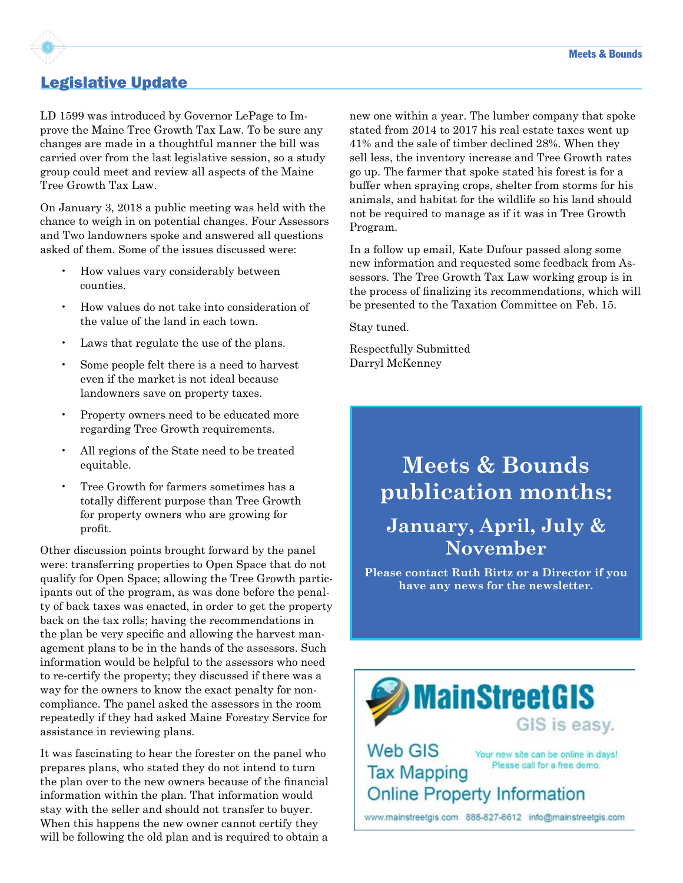## Legislative Update

LD 1599 was introduced by Governor LePage to Improve the Maine Tree Growth Tax Law. To be sure any changes are made in a thoughtful manner the bill was carried over from the last legislative session, so a study group could meet and review all aspects of the Maine Tree Growth Tax Law.

On January 3, 2018 a public meeting was held with the chance to weigh in on potential changes. Four Assessors and Two landowners spoke and answered all questions asked of them. Some of the issues discussed were:

- How values vary considerably between counties.
- How values do not take into consideration of the value of the land in each town.
- Laws that regulate the use of the plans.
- Some people felt there is a need to harvest even if the market is not ideal because landowners save on property taxes.
- Property owners need to be educated more regarding Tree Growth requirements.
- All regions of the State need to be treated equitable.
- Tree Growth for farmers sometimes has a totally different purpose than Tree Growth for property owners who are growing for profit.

Other discussion points brought forward by the panel were: transferring properties to Open Space that do not qualify for Open Space; allowing the Tree Growth participants out of the program, as was done before the penalty of back taxes was enacted, in order to get the property back on the tax rolls; having the recommendations in the plan be very specific and allowing the harvest management plans to be in the hands of the assessors. Such information would be helpful to the assessors who need to re-certify the property; they discussed if there was a way for the owners to know the exact penalty for non-compliance. The panel asked the assessors in the room repeatedly if they had asked Maine Forestry Service for assistance in reviewing plans.

It was fascinating to hear the forester on the panel who prepares plans, who stated they do not intend to turn the plan over to the new owners because of the financial information within the plan. That information would stay with the seller and should not transfer to buyer. When this happens the new owner cannot certify they will be following the old plan and is required to obtain a new one within a year. The lumber company that spoke stated from 2014 to 2017 his real estate taxes went up 41% and the sale of timber declined 28%. When they sell less, the inventory increase and Tree Growth rates go up. The farmer that spoke stated his forest is for a buffer when spraying crops, shelter from storms for his animals, and habitat for the wildlife so his land should not be required to manage as if it was in Tree Growth Program.

In a follow up email, Kate Dufour passed along some new information and requested some feedback from Assessors. The Tree Growth Tax Law working group is in the process of finalizing its recommendations, which will be presented to the Taxation Committee on Feb. 15.

Stay tuned.

Respectfully Submitted
Darryl McKenney

**Meets & Bounds publication months:**

**January, April, July & November**

**Please contact Ruth Birtz or a Director if you have any news for the newsletter.**

**MainStreetGIS**
GIS is easy.

Web GIS
Tax Mapping
Online Property Information

Your new site can be online in days!
Please call for a free demo.

www.mainstreetgis.com 888-827-6612 info@mainstreetgis.com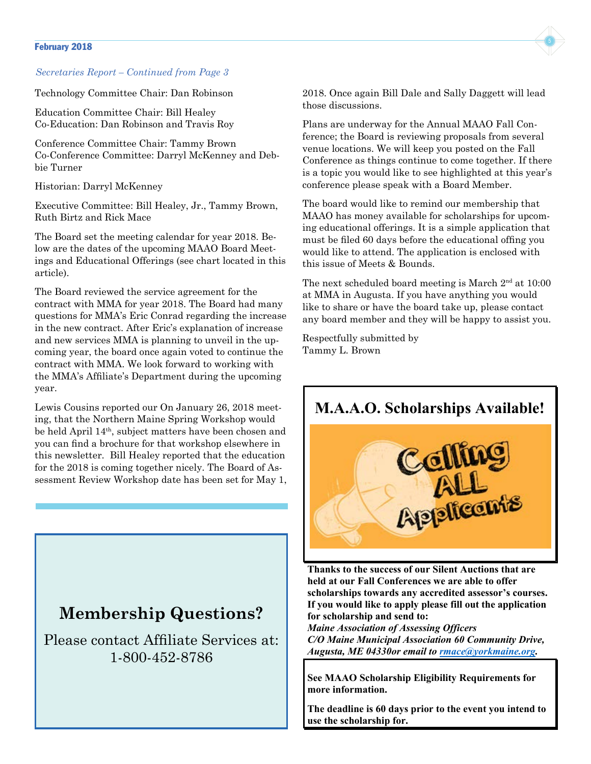*Secretaries Report – Continued from Page 3*

Technology Committee Chair: Dan Robinson

Education Committee Chair: Bill Healey
Co-Education: Dan Robinson and Travis Roy

Conference Committee Chair: Tammy Brown
Co-Conference Committee: Darryl McKenney and Debbie Turner

Historian: Darryl McKenney

Executive Committee: Bill Healey, Jr., Tammy Brown, Ruth Birtz and Rick Mace

The Board set the meeting calendar for year 2018. Below are the dates of the upcoming MAAO Board Meetings and Educational Offerings (see chart located in this article).

The Board reviewed the service agreement for the contract with MMA for year 2018. The Board had many questions for MMA's Eric Conrad regarding the increase in the new contract. After Eric's explanation of increase and new services MMA is planning to unveil in the upcoming year, the board once again voted to continue the contract with MMA. We look forward to working with the MMA's Affiliate's Department during the upcoming year.

Lewis Cousins reported our On January 26, 2018 meeting, that the Northern Maine Spring Workshop would be held April 14th, subject matters have been chosen and you can find a brochure for that workshop elsewhere in this newsletter. Bill Healey reported that the education for the 2018 is coming together nicely. The Board of Assessment Review Workshop date has been set for May 1, 2018. Once again Bill Dale and Sally Daggett will lead those discussions.

Plans are underway for the Annual MAAO Fall Conference; the Board is reviewing proposals from several venue locations. We will keep you posted on the Fall Conference as things continue to come together. If there is a topic you would like to see highlighted at this year's conference please speak with a Board Member.

The board would like to remind our membership that MAAO has money available for scholarships for upcoming educational offerings. It is a simple application that must be filed 60 days before the educational offing you would like to attend. The application is enclosed with this issue of Meets & Bounds.

The next scheduled board meeting is March 2nd at 10:00 at MMA in Augusta. If you have anything you would like to share or have the board take up, please contact any board member and they will be happy to assist you.

Respectfully submitted by
Tammy L. Brown

## Membership Questions?

Please contact Affiliate Services at:
1-800-452-8786

## M.A.A.O. Scholarships Available!

Calling ALL Applicants

**Thanks to the success of our Silent Auctions that are held at our Fall Conferences we are able to offer scholarships towards any accredited assessor's courses. If you would like to apply please fill out the application for scholarship and send to:**
***Maine Association of Assessing Officers***
***C/O Maine Municipal Association 60 Community Drive, Augusta, ME 04330or email to rmace@yorkmaine.org.***

**See MAAO Scholarship Eligibility Requirements for more information.**

**The deadline is 60 days prior to the event you intend to use the scholarship for.**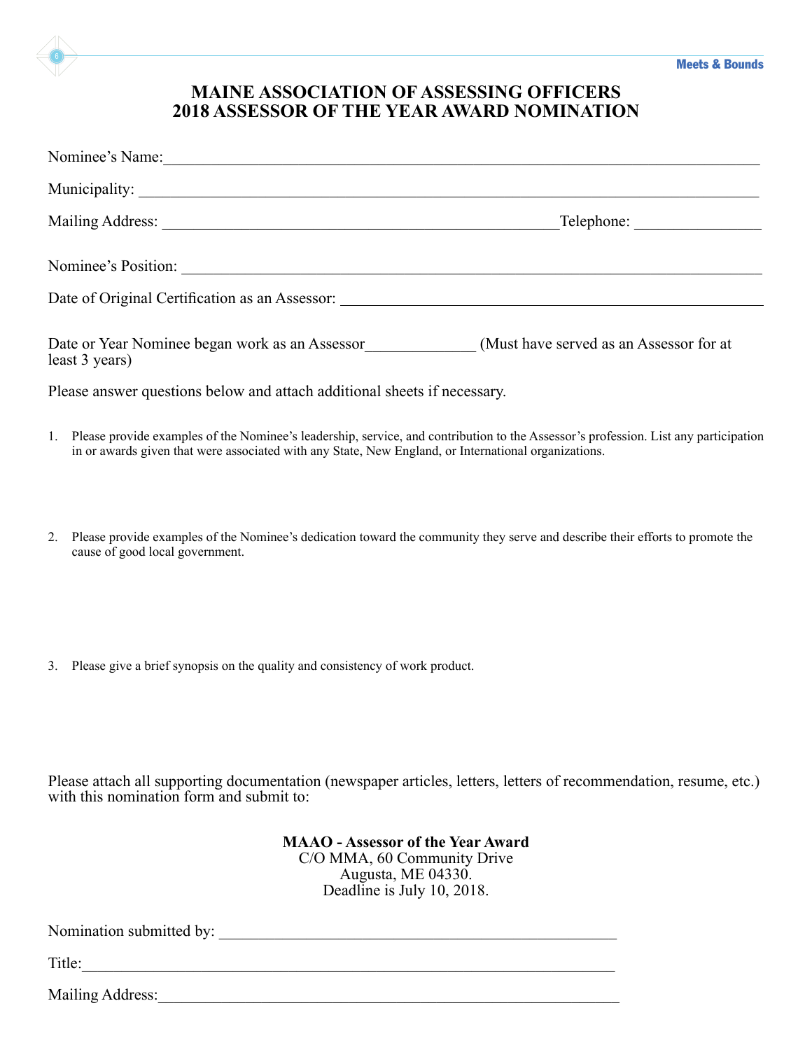# MAINE ASSOCIATION OF ASSESSING OFFICERS
# 2018 ASSESSOR OF THE YEAR AWARD NOMINATION

Nominee's Name:\_\_\_\_\_\_\_\_\_\_\_\_\_\_\_\_\_\_\_\_\_\_\_\_\_\_\_\_\_\_\_\_\_\_\_\_\_\_\_\_\_\_\_\_\_\_\_\_\_\_\_\_\_\_\_\_\_\_\_\_

Municipality: \_\_\_\_\_\_\_\_\_\_\_\_\_\_\_\_\_\_\_\_\_\_\_\_\_\_\_\_\_\_\_\_\_\_\_\_\_\_\_\_\_\_\_\_\_\_\_\_\_\_\_\_\_\_\_\_\_\_\_\_

Mailing Address: \_\_\_\_\_\_\_\_\_\_\_\_\_\_\_\_\_\_\_\_\_\_\_\_\_\_\_\_\_\_\_\_\_\_\_\_\_\_\_\_Telephone: \_\_\_\_\_\_\_\_\_\_\_\_

Nominee's Position: \_\_\_\_\_\_\_\_\_\_\_\_\_\_\_\_\_\_\_\_\_\_\_\_\_\_\_\_\_\_\_\_\_\_\_\_\_\_\_\_\_\_\_\_\_\_\_\_\_\_\_\_\_\_\_\_

Date of Original Certification as an Assessor: \_\_\_\_\_\_\_\_\_\_\_\_\_\_\_\_\_\_\_\_\_\_\_\_\_\_\_\_\_\_\_\_\_\_\_\_\_\_\_\_

Date or Year Nominee began work as an Assessor\_\_\_\_\_\_\_\_\_\_\_\_\_\_ (Must have served as an Assessor for at least 3 years)

Please answer questions below and attach additional sheets if necessary.

1. Please provide examples of the Nominee's leadership, service, and contribution to the Assessor's profession. List any participation in or awards given that were associated with any State, New England, or International organizations.

2. Please provide examples of the Nominee's dedication toward the community they serve and describe their efforts to promote the cause of good local government.

3. Please give a brief synopsis on the quality and consistency of work product.

Please attach all supporting documentation (newspaper articles, letters, letters of recommendation, resume, etc.) with this nomination form and submit to:

**MAAO - Assessor of the Year Award**
C/O MMA, 60 Community Drive
Augusta, ME 04330.
Deadline is July 10, 2018.

Nomination submitted by: \_\_\_\_\_\_\_\_\_\_\_\_\_\_\_\_\_\_\_\_\_\_\_\_\_\_\_\_\_\_\_\_\_\_\_\_\_\_\_\_\_\_\_\_

Title:\_\_\_\_\_\_\_\_\_\_\_\_\_\_\_\_\_\_\_\_\_\_\_\_\_\_\_\_\_\_\_\_\_\_\_\_\_\_\_\_\_\_\_\_\_\_\_\_\_\_\_\_\_\_\_\_

Mailing Address:\_\_\_\_\_\_\_\_\_\_\_\_\_\_\_\_\_\_\_\_\_\_\_\_\_\_\_\_\_\_\_\_\_\_\_\_\_\_\_\_\_\_\_\_\_\_\_\_\_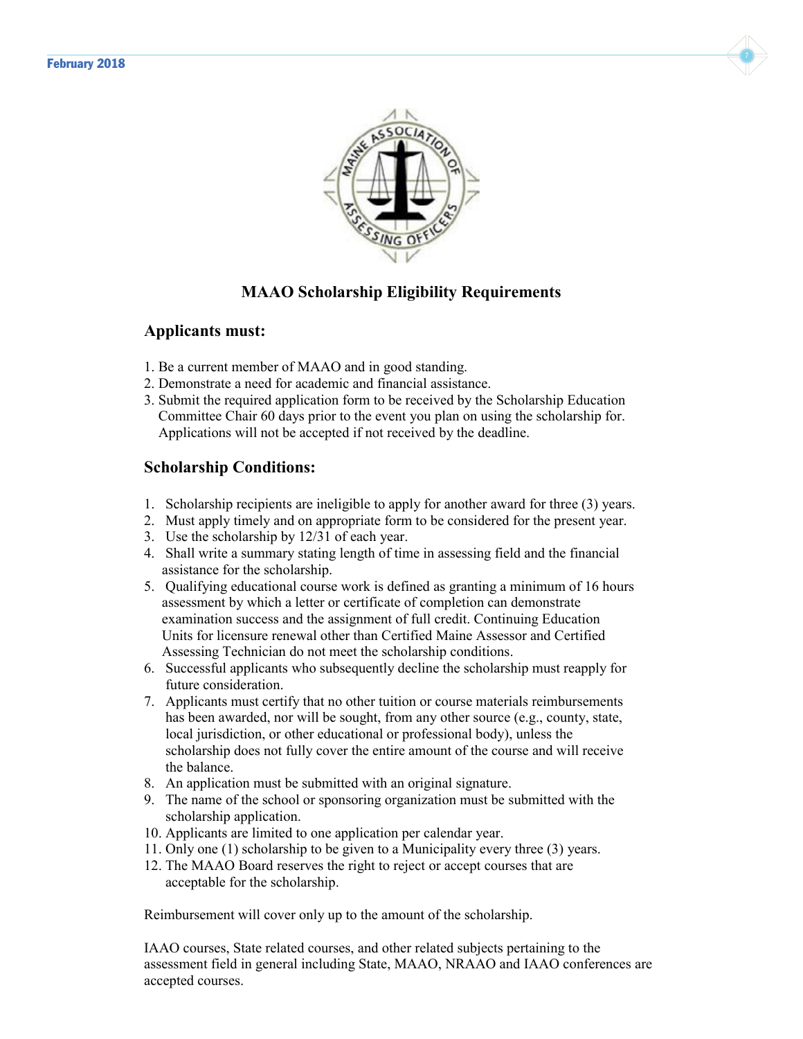## MAAO Scholarship Eligibility Requirements

### Applicants must:

1. Be a current member of MAAO and in good standing.
2. Demonstrate a need for academic and financial assistance.
3. Submit the required application form to be received by the Scholarship Education Committee Chair 60 days prior to the event you plan on using the scholarship for. Applications will not be accepted if not received by the deadline.

### Scholarship Conditions:

1. Scholarship recipients are ineligible to apply for another award for three (3) years.
2. Must apply timely and on appropriate form to be considered for the present year.
3. Use the scholarship by 12/31 of each year.
4. Shall write a summary stating length of time in assessing field and the financial assistance for the scholarship.
5. Qualifying educational course work is defined as granting a minimum of 16 hours assessment by which a letter or certificate of completion can demonstrate examination success and the assignment of full credit. Continuing Education Units for licensure renewal other than Certified Maine Assessor and Certified Assessing Technician do not meet the scholarship conditions.
6. Successful applicants who subsequently decline the scholarship must reapply for future consideration.
7. Applicants must certify that no other tuition or course materials reimbursements has been awarded, nor will be sought, from any other source (e.g., county, state, local jurisdiction, or other educational or professional body), unless the scholarship does not fully cover the entire amount of the course and will receive the balance.
8. An application must be submitted with an original signature.
9. The name of the school or sponsoring organization must be submitted with the scholarship application.
10. Applicants are limited to one application per calendar year.
11. Only one (1) scholarship to be given to a Municipality every three (3) years.
12. The MAAO Board reserves the right to reject or accept courses that are acceptable for the scholarship.

Reimbursement will cover only up to the amount of the scholarship.

IAAO courses, State related courses, and other related subjects pertaining to the assessment field in general including State, MAAO, NRAAO and IAAO conferences are accepted courses.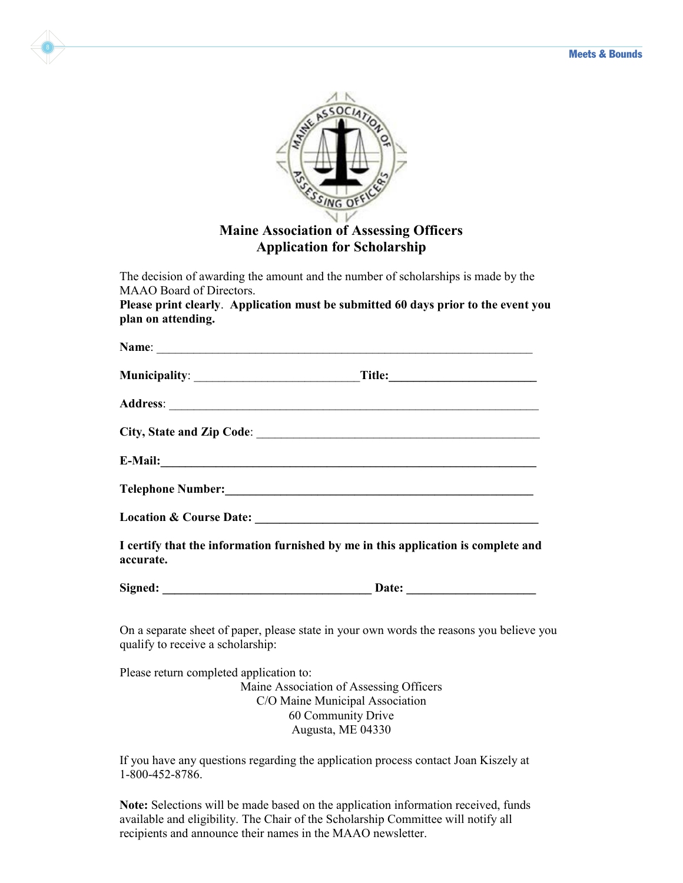# Maine Association of Assessing Officers
## Application for Scholarship

The decision of awarding the amount and the number of scholarships is made by the MAAO Board of Directors.

**Please print clearly**. **Application must be submitted 60 days prior to the event you plan on attending.**

**Name**: ________________________________________________

**Municipality**: ______________________ **Title:** ____________________

**Address**: ________________________________________________

**City, State and Zip Code**: ____________________________________

**E-Mail:** ________________________________________________

**Telephone Number:** ________________________________________

**Location & Course Date:** ____________________________________

**I certify that the information furnished by me in this application is complete and accurate.**

**Signed:** ___________________________ **Date:** ________________

On a separate sheet of paper, please state in your own words the reasons you believe you qualify to receive a scholarship:

Please return completed application to:

Maine Association of Assessing Officers
C/O Maine Municipal Association
60 Community Drive
Augusta, ME 04330

If you have any questions regarding the application process contact Joan Kiszely at 1-800-452-8786.

**Note:** Selections will be made based on the application information received, funds available and eligibility. The Chair of the Scholarship Committee will notify all recipients and announce their names in the MAAO newsletter.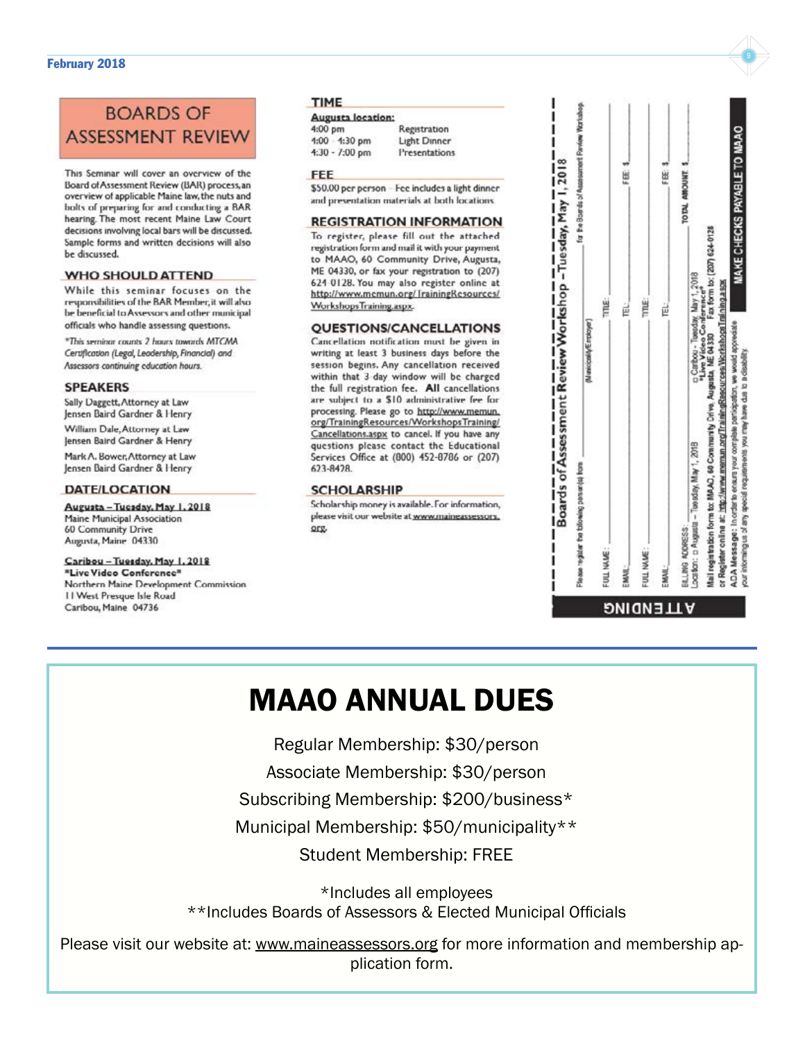## BOARDS OF ASSESSMENT REVIEW

This Seminar will cover an overview of the Board of Assessment Review (BAR) process, an overview of applicable Maine law, the nuts and bolts of preparing for and conducting a BAR hearing. The most recent Maine Law Court decisions involving local bars will be discussed. Sample forms and written decisions will also be discussed.

### WHO SHOULD ATTEND

While this seminar focuses on the responsibilities of the BAR Member, it will also be beneficial to Assessors and other municipal officials who handle assessing questions.

*\*This seminar counts 2 hours towards MTCMA Certification (Legal, Leadership, Financial) and Assessors continuing education hours.*

### SPEAKERS

Sally Daggett, Attorney at Law
Jensen Baird Gardner & Henry

William Dale, Attorney at Law
Jensen Baird Gardner & Henry

Mark A. Bower, Attorney at Law
Jensen Baird Gardner & Henry

### DATE/LOCATION

**Augusta – Tuesday, May 1, 2018**
Maine Municipal Association
60 Community Drive
Augusta, Maine 04330

**Caribou – Tuesday, May 1, 2018**
**"Live Video Conference"**
Northern Maine Development Commission
11 West Presque Isle Road
Caribou, Maine 04736

### TIME

**Augusta location:**

| | |
|---|---|
| 4:00 pm | Registration |
| 4:00 - 4:30 pm | Light Dinner |
| 4:30 - 7:00 pm | Presentations |

### FEE

$50.00 per person – Fee includes a light dinner and presentation materials at both locations.

### REGISTRATION INFORMATION

To register, please fill out the attached registration form and mail it with your payment to MAAO, 60 Community Drive, Augusta, ME 04330, or fax your registration to (207) 624-0128. You may also register online at http://www.memun.org/TrainingResources/WorkshopsTraining.aspx.

### QUESTIONS/CANCELLATIONS

Cancellation notification must be given in writing at least 3 business days before the session begins. Any cancellation received within that 3-day window will be charged the full registration fee. **All** cancellations are subject to a $10 administrative fee for processing. Please go to http://www.memun.org/TrainingResources/WorkshopsTraining/Cancellations.aspx to cancel. If you have any questions please contact the Educational Services Office at (800) 452-8786 or (207) 623-8428.

### SCHOLARSHIP

Scholarship money is available. For information, please visit our website at www.maineassessors.org.

---

**Boards of Assessment Review Workshop – Tuesday, May 1, 2018**

Please register the following person(s) from \_\_\_\_\_\_\_\_\_\_ (Municipality/Employer) for the Boards of Assessment Review Workshop.

FULL NAME: \_\_\_\_\_\_\_\_\_\_ TITLE: \_\_\_\_\_\_\_\_\_\_
EMAIL: \_\_\_\_\_\_\_\_\_\_ TEL: \_\_\_\_\_\_\_\_\_\_ FEE: $ \_\_\_\_\_

FULL NAME: \_\_\_\_\_\_\_\_\_\_ TITLE: \_\_\_\_\_\_\_\_\_\_
EMAIL: \_\_\_\_\_\_\_\_\_\_ TEL: \_\_\_\_\_\_\_\_\_\_ FEE: $ \_\_\_\_\_

BILLING ADDRESS: \_\_\_\_\_\_\_\_\_\_ TOTAL AMOUNT: \_\_\_\_\_\_\_\_\_\_

Location: ☐ Augusta – Tuesday, May 1, 2018 ☐ Caribou – Tuesday, May 1, 2018 **\*Live Video Conference\***

**Mail registration form to: MAAO, 60 Community Drive, Augusta, ME 04330 Fax form to: (207) 624-0128**
**or Register online at: http://www.memun.org/TrainingResources/WorkshopsTraining.aspx**

**ADA Message:** In order to ensure your complete participation, we would appreciate your informing us of any special requirements you may have due to a disability.

**MAKE CHECKS PAYABLE TO MAAO**

**ATTENDING**

---

# MAAO ANNUAL DUES

Regular Membership: $30/person

Associate Membership: $30/person

Subscribing Membership: $200/business*

Municipal Membership: $50/municipality**

Student Membership: FREE

*Includes all employees
**Includes Boards of Assessors & Elected Municipal Officials

Please visit our website at: www.maineassessors.org for more information and membership application form.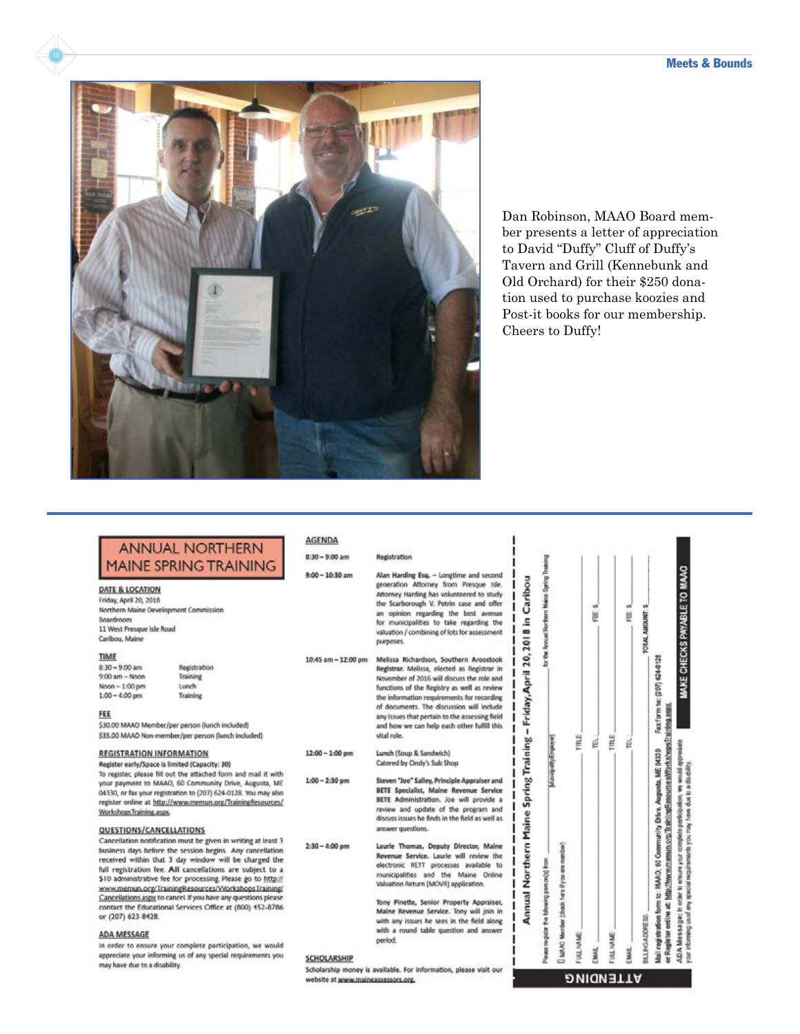Dan Robinson, MAAO Board member presents a letter of appreciation to David "Duffy" Cluff of Duffy's Tavern and Grill (Kennebunk and Old Orchard) for their $250 donation used to purchase koozies and Post-it books for our membership. Cheers to Duffy!

---

# ANNUAL NORTHERN MAINE SPRING TRAINING

**DATE & LOCATION**

Friday, April 20, 2018
Northern Maine Development Commission
Boardroom
11 West Presque Isle Road
Caribou, Maine

**TIME**

| | |
|---|---|
| 8:30 – 9:00 am | Registration |
| 9:00 am – Noon | Training |
| Noon – 1:00 pm | Lunch |
| 1:00 – 4:00 pm | Training |

**FEE**

$30.00 MAAO Member/per person (lunch included)
$35.00 MAAO Non-member/per person (lunch included)

**REGISTRATION INFORMATION**

**Register early/Space is limited (Capacity: 30)**
To register, please fill out the attached form and mail it with your payment to MAAO, 60 Community Drive, Augusta, ME 04330, or fax your registration to (207) 624-0128. You may also register online at http://www.memun.org/TrainingResources/WorkshopsTraining.aspx.

**QUESTIONS/CANCELLATIONS**

Cancellation notification must be given in writing at least 3 business days before the session begins. Any cancellation received within that 3 day window will be charged the full registration fee. **All** cancellations are subject to a $10 administrative fee for processing. Please go to http://www.memun.org/TrainingResources/WorkshopsTraining/Cancellations.aspx to cancel. If you have any questions please contact the Educational Services Office at (800) 452-8786 or (207) 623-8428.

**ADA MESSAGE**

In order to ensure your complete participation, we would appreciate your informing us of any special requirements you may have due to a disability.

**AGENDA**

| | |
|---|---|
| 8:30 – 9:00 am | Registration |
| 9:00 – 10:30 am | **Alan Harding Esq.** – Longtime and second generation Attorney from Presque Isle. Attorney Harding has volunteered to study the Scarborough V. Petrin case and offer an opinion regarding the best avenue for municipalities to take regarding the valuation / combining of lots for assessment purposes. |
| 10:45 am – 12:00 pm | **Melissa Richardson, Southern Aroostook Registrar.** Melissa, elected as Registrar in November of 2016 will discuss the role and functions of the Registry as well as review the information requirements for recording of documents. The discussion will include any issues that pertain to the assessing field and how we can help each other fulfill this vital role. |
| 12:00 – 1:00 pm | Lunch (Soup & Sandwich) Catered by Cindy's Sub Shop |
| 1:00 – 2:30 pm | **Steven "Joe" Salley, Principle Appraiser and BETE Specialist, Maine Revenue Service** BETE Administration. Joe will provide a review and update of the program and discuss issues he finds in the field as well as answer questions. |
| 2:30 – 4:00 pm | **Laurie Thomas, Deputy Director, Maine Revenue Service.** Laurie will review the electronic RETT processes available to municipalities and the Maine Online Valuation Return (MOVR) application. **Tony Pinette, Senior Property Appraiser, Maine Revenue Service.** Tony will join in with any issues he sees in the field along with a round table question and answer period. |

**SCHOLARSHIP**

Scholarship money is available. For information, please visit our website at www.maineassessors.org.

---

**ATTENDING**

**Annual Northern Maine Spring Training – Friday, April 20, 2018 in Caribou**

Please register the following person(s) from ____________ (Municipality/Employer) for the Annual Northern Maine Spring Training

☐ MAAO Member (check here if you are member)

FULL NAME: ____________ TITLE: ____________
EMAIL: ____________ TEL: ____________ FEE: $ ____

FULL NAME: ____________ TITLE: ____________
EMAIL: ____________ TEL: ____________ FEE: $ ____

BILLING ADDRESS: ____________ TOTAL AMOUNT: $ ____

**Mail registration form to: MAAO, 60 Community Drive, Augusta, ME 04330** Fax form to: (207) 624-0128
**or Register online at: http://www.memun.org/TrainingResources/WorkshopsTraining.aspx**

**ADA Message:** In order to ensure your complete participation, we would appreciate your informing us of any special requirements you may have due to a disability.

**MAKE CHECKS PAYABLE TO MAAO**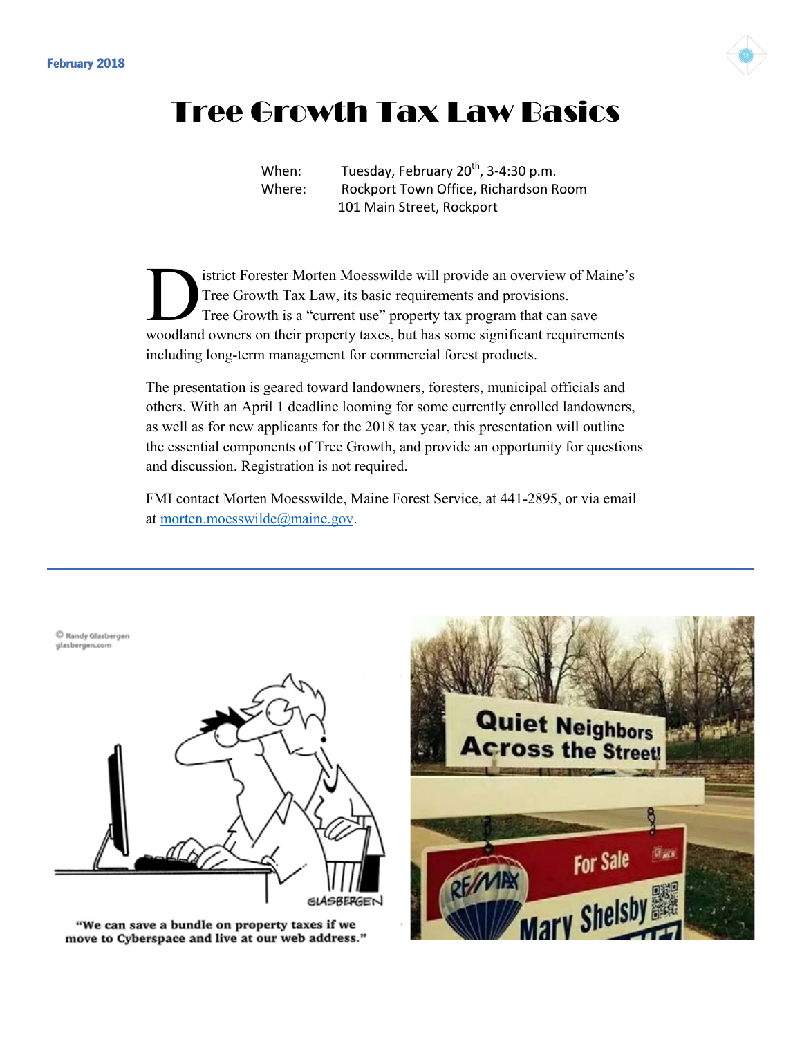# Tree Growth Tax Law Basics

When: Tuesday, February 20th, 3-4:30 p.m.
Where: Rockport Town Office, Richardson Room
101 Main Street, Rockport

District Forester Morten Moesswilde will provide an overview of Maine's Tree Growth Tax Law, its basic requirements and provisions. Tree Growth is a "current use" property tax program that can save woodland owners on their property taxes, but has some significant requirements including long-term management for commercial forest products.

The presentation is geared toward landowners, foresters, municipal officials and others. With an April 1 deadline looming for some currently enrolled landowners, as well as for new applicants for the 2018 tax year, this presentation will outline the essential components of Tree Growth, and provide an opportunity for questions and discussion. Registration is not required.

FMI contact Morten Moesswilde, Maine Forest Service, at 441-2895, or via email at morten.moesswilde@maine.gov.

"We can save a bundle on property taxes if we move to Cyberspace and live at our web address."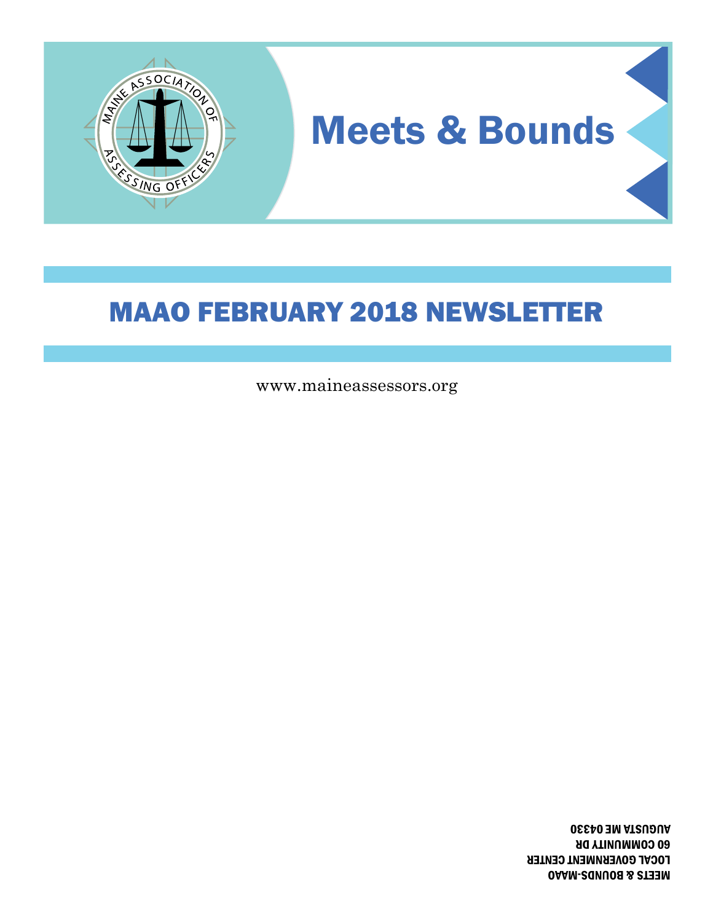# Meets & Bounds

## MAAO FEBRUARY 2018 NEWSLETTER

www.maineassessors.org

MEETS & BOUNDS-MAAO
LOCAL GOVERNMENT CENTER
60 COMMUNITY DR
AUGUSTA ME 04330